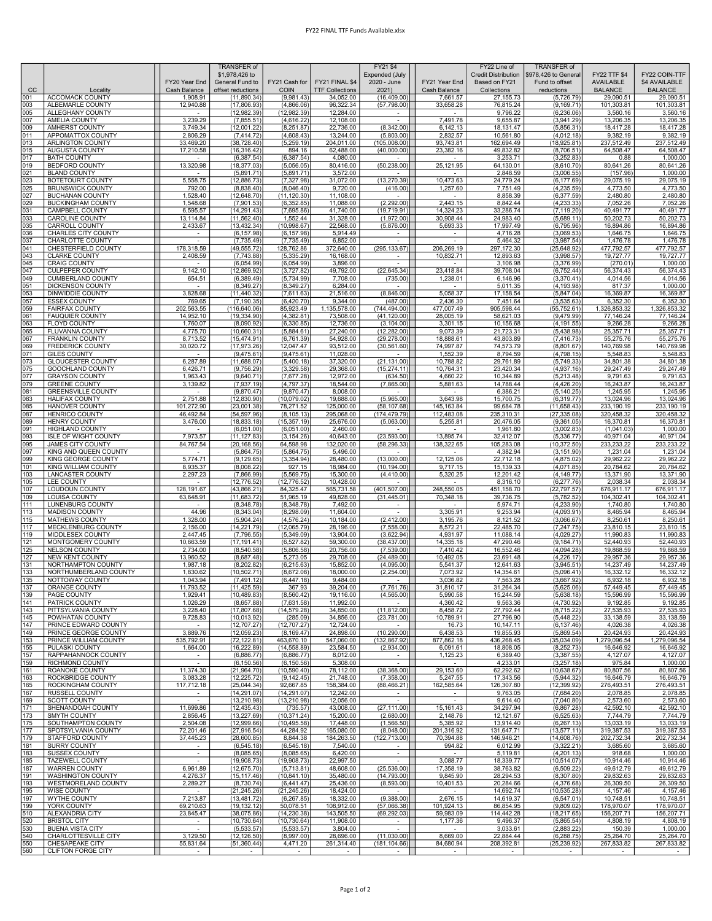| CC | Locality | FY20 Year End Cash Balance | TRANSFER of $1,978,426 to General Fund to offset reductions | FY21 Cash for COIN | FY21 FINAL $4 TTF Collections | FY21 $4 Expended (July 2020 - June 2021) | FY21 Year End Cash Balance | FY22 Line of Credit Distribution Based on FY21 Collections | TRANSFER of $978,426 to General Fund to offset reductions | FY22 TTF $4 AVAILABLE BALANCE | FY22 COIN-TTF $4 AVAILABLE BALANCE |
|---|---|---|---|---|---|---|---|---|---|---|---|
| 001 | ACCOMACK COUNTY | 1,908.91 | (11,890.34) | (9,981.43) | 34,052.00 | (16,409.00) | 7,661.57 | 27,155.73 | (5,726.79) | 29,090.51 | 29,090.51 |
| 003 | ALBEMARLE COUNTY | 12,940.88 | (17,806.93) | (4,866.06) | 96,322.34 | (57,798.00) | 33,658.28 | 76,815.24 | (9,169.71) | 101,303.81 | 101,303.81 |
| 005 | ALLEGHANY COUNTY | - | (12,982.39) | (12,982.39) | 12,284.00 | - | - | 9,796.22 | (6,236.06) | 3,560.16 | 3,560.16 |
| 007 | AMELIA COUNTY | 3,239.29 | (7,855.51) | (4,616.22) | 12,108.00 | - | 7,491.78 | 9,655.87 | (3,941.29) | 13,206.35 | 13,206.35 |
| 009 | AMHERST COUNTY | 3,749.34 | (12,001.22) | (8,251.87) | 22,736.00 | (8,342.00) | 6,142.13 | 18,131.47 | (5,856.31) | 18,417.28 | 18,417.28 |
| 011 | APPOMATTOX COUNTY | 2,806.29 | (7,414.72) | (4,608.43) | 13,244.00 | (5,803.00) | 2,832.57 | 10,561.80 | (4,012.18) | 9,382.19 | 9,382.19 |
| 013 | ARLINGTON COUNTY | 33,469.20 | (38,728.40) | (5,259.19) | 204,011.00 | (105,008.00) | 93,743.81 | 162,694.49 | (18,925.81) | 237,512.49 | 237,512.49 |
| 015 | AUGUSTA COUNTY | 17,210.58 | (16,316.42) | 894.16 | 62,488.00 | (40,000.00) | 23,382.16 | 49,832.82 | (8,706.51) | 64,508.47 | 64,508.47 |
| 017 | BATH COUNTY | - | (6,387.54) | (6,387.54) | 4,080.00 | - | - | 3,253.71 | (3,252.83) | 0.88 | 1,000.00 |
| 019 | BEDFORD COUNTY | 13,320.98 | (18,377.03) | (5,056.05) | 80,416.00 | (50,238.00) | 25,121.95 | 64,130.01 | (8,610.70) | 80,641.26 | 80,641.26 |
| 021 | BLAND COUNTY | - | (5,891.71) | (5,891.71) | 3,572.00 | - | - | 2,848.59 | (3,006.55) | (157.96) | 1,000.00 |
| 023 | BOTETOURT COUNTY | 5,558.75 | (12,886.73) | (7,327.98) | 31,072.00 | (13,270.39) | 10,473.63 | 24,779.24 | (6,177.69) | 29,075.19 | 29,075.19 |
| 025 | BRUNSWICK COUNTY | 792.00 | (8,838.40) | (8,046.40) | 9,720.00 | (416.00) | 1,257.60 | 7,751.49 | (4,235.59) | 4,773.50 | 4,773.50 |
| 027 | BUCHANAN COUNTY | 1,528.40 | (12,648.70) | (11,120.30) | 11,108.00 | - | - | 8,858.39 | (6,377.59) | 2,480.80 | 2,480.80 |
| 029 | BUCKINGHAM COUNTY | 1,548.68 | (7,901.53) | (6,352.85) | 11,088.00 | (2,292.00) | 2,443.15 | 8,842.44 | (4,233.33) | 7,052.26 | 7,052.26 |
| 031 | CAMPBELL COUNTY | 6,595.57 | (14,291.43) | (7,695.86) | 41,740.00 | (19,719.91) | 14,324.23 | 33,286.74 | (7,119.20) | 40,491.77 | 40,491.77 |
| 033 | CAROLINE COUNTY | 13,114.84 | (11,562.40) | 1,552.44 | 31,328.00 | (1,972.00) | 30,908.44 | 24,983.40 | (5,689.11) | 50,202.73 | 50,202.73 |
| 035 | CARROLL COUNTY | 2,433.67 | (13,432.34) | (10,998.67) | 22,568.00 | (5,876.00) | 5,693.33 | 17,997.49 | (6,795.96) | 16,894.86 | 16,894.86 |
| 036 | CHARLES CITY COUNTY | - | (6,157.98) | (6,157.98) | 5,914.49 | - | - | 4,716.28 | (3,069.53) | 1,646.75 | 1,646.75 |
| 037 | CHARLOTTE COUNTY | - | (7,735.49) | (7,735.49) | 6,852.00 | - | - | 5,464.32 | (3,987.54) | 1,476.78 | 1,476.78 |
| 041 | CHESTERFIELD COUNTY | 178,318.59 | (49,555.72) | 128,762.86 | 372,640.00 | (295,133.67) | 206,269.19 | 297,172.30 | (25,648.92) | 477,792.57 | 477,792.57 |
| 043 | CLARKE COUNTY | 2,408.59 | (7,743.88) | (5,335.29) | 16,168.00 | - | 10,832.71 | 12,893.63 | (3,998.57) | 19,727.77 | 19,727.77 |
| 045 | CRAIG COUNTY | - | (6,054.99) | (6,054.99) | 3,896.00 | - | - | 3,106.98 | (3,376.99) | (270.01) | 1,000.00 |
| 047 | CULPEPER COUNTY | 9,142.10 | (12,869.92) | (3,727.82) | 49,792.00 | (22,645.34) | 23,418.84 | 39,708.04 | (6,752.44) | 56,374.43 | 56,374.43 |
| 049 | CUMBERLAND COUNTY | 654.51 | (6,389.49) | (5,734.99) | 7,708.00 | (735.00) | 1,238.01 | 6,146.96 | (3,370.41) | 4,014.56 | 4,014.56 |
| 051 | DICKENSON COUNTY | - | (8,349.27) | (8,349.27) | 6,284.00 | - | - | 5,011.35 | (4,193.98) | 817.37 | 1,000.00 |
| 053 | DINWIDDIE COUNTY | 3,828.68 | (11,440.32) | (7,611.63) | 21,516.00 | (8,846.00) | 5,058.37 | 17,158.54 | (5,847.04) | 16,369.87 | 16,369.87 |
| 057 | ESSEX COUNTY | 769.65 | (7,190.35) | (6,420.70) | 9,344.00 | (487.00) | 2,436.30 | 7,451.64 | (3,535.63) | 6,352.30 | 6,352.30 |
| 059 | FAIRFAX COUNTY | 202,563.55 | (116,640.06) | 85,923.49 | 1,135,578.00 | (744,494.00) | 477,007.49 | 905,946.44 | (55,752.61) | 1,326,853.32 | 1,326,853.32 |
| 061 | FAUQUIER COUNTY | 14,952.10 | (19,334.90) | (4,382.81) | 73,508.00 | (41,120.00) | 28,005.19 | 58,621.03 | (9,479.99) | 77,146.24 | 77,146.24 |
| 063 | FLOYD COUNTY | 1,760.07 | (8,090.92) | (6,330.85) | 12,736.00 | (3,104.00) | 3,301.15 | 10,156.68 | (4,191.55) | 9,266.28 | 9,266.28 |
| 065 | FLUVANNA COUNTY | 4,775.70 | (10,660.31) | (5,884.61) | 27,240.00 | (12,282.00) | 9,073.39 | 21,723.31 | (5,438.98) | 25,357.71 | 25,357.71 |
| 067 | FRANKLIN COUNTY | 8,713.52 | (15,474.91) | (6,761.39) | 54,928.00 | (29,278.00) | 18,888.61 | 43,803.89 | (7,416.73) | 55,275.76 | 55,275.76 |
| 069 | FREDERICK COUNTY | 30,020.72 | (17,973.26) | 12,047.47 | 93,512.00 | (30,561.60) | 74,997.87 | 74,573.79 | (8,801.67) | 140,769.98 | 140,769.98 |
| 071 | GILES COUNTY | - | (9,475.61) | (9,475.61) | 11,028.00 | - | 1,552.39 | 8,794.59 | (4,798.15) | 5,548.83 | 5,548.83 |
| 073 | GLOUCESTER COUNTY | 6,287.89 | (11,688.07) | (5,400.18) | 37,320.00 | (21,131.00) | 10,788.82 | 29,761.89 | (5,749.33) | 34,801.38 | 34,801.38 |
| 075 | GOOCHLAND COUNTY | 6,426.71 | (9,756.29) | (3,329.58) | 29,368.00 | (15,274.11) | 10,764.31 | 23,420.34 | (4,937.16) | 29,247.49 | 29,247.49 |
| 077 | GRAYSON COUNTY | 1,963.43 | (9,640.71) | (7,677.28) | 12,972.00 | (634.50) | 4,660.22 | 10,344.89 | (5,213.48) | 9,791.63 | 9,791.63 |
| 079 | GREENE COUNTY | 3,139.82 | (7,937.19) | (4,797.37) | 18,544.00 | (7,865.00) | 5,881.63 | 14,788.44 | (4,426.20) | 16,243.87 | 16,243.87 |
| 081 | GREENSVILLE COUNTY | - | (9,870.47) | (9,870.47) | 8,008.00 | - | - | 6,386.21 | (5,140.25) | 1,245.95 | 1,245.95 |
| 083 | HALIFAX COUNTY | 2,751.88 | (12,830.90) | (10,079.02) | 19,688.00 | (5,965.00) | 3,643.98 | 15,700.75 | (6,319.77) | 13,024.96 | 13,024.96 |
| 085 | HANOVER COUNTY | 101,272.90 | (23,001.38) | 78,271.52 | 125,000.00 | (58,107.68) | 145,163.84 | 99,684.78 | (11,658.43) | 233,190.19 | 233,190.19 |
| 087 | HENRICO COUNTY | 46,492.84 | (54,597.96) | (8,105.13) | 295,068.00 | (174,479.79) | 112,483.08 | 235,310.31 | (27,335.08) | 320,458.32 | 320,458.32 |
| 089 | HENRY COUNTY | 3,476.00 | (18,833.18) | (15,357.19) | 25,676.00 | (5,063.00) | 5,255.81 | 20,476.05 | (9,361.05) | 16,370.81 | 16,370.81 |
| 091 | HIGHLAND COUNTY | - | (6,051.00) | (6,051.00) | 2,460.00 | - | - | 1,961.80 | (3,002.83) | (1,041.03) | 1,000.00 |
| 093 | ISLE OF WIGHT COUNTY | 7,973.57 | (11,127.83) | (3,154.26) | 40,643.00 | (23,593.00) | 13,895.74 | 32,412.07 | (5,336.77) | 40,971.04 | 40,971.04 |
| 095 | JAMES CITY COUNTY | 84,767.54 | (20,168.56) | 64,598.98 | 132,020.00 | (58,296.33) | 138,322.65 | 105,283.08 | (10,372.50) | 233,233.22 | 233,233.22 |
| 097 | KING AND QUEEN COUNTY | - | (5,864.75) | (5,864.75) | 5,496.00 | - | - | 4,382.94 | (3,151.90) | 1,231.04 | 1,231.04 |
| 099 | KING GEORGE COUNTY | 5,774.71 | (9,129.65) | (3,354.94) | 28,480.00 | (13,000.00) | 12,125.06 | 22,712.18 | (4,875.02) | 29,962.22 | 29,962.22 |
| 101 | KING WILLIAM COUNTY | 8,935.37 | (8,008.22) | 927.15 | 18,984.00 | (10,194.00) | 9,717.15 | 15,139.33 | (4,071.85) | 20,784.62 | 20,784.62 |
| 103 | LANCASTER COUNTY | 2,297.23 | (7,866.99) | (5,569.75) | 15,300.00 | (4,410.00) | 5,320.25 | 12,201.42 | (4,149.77) | 13,371.90 | 13,371.90 |
| 105 | LEE COUNTY | - | (12,776.52) | (12,776.52) | 10,428.00 | - | - | 8,316.10 | (6,277.76) | 2,038.34 | 2,038.34 |
| 107 | LOUDOUN COUNTY | 128,191.67 | (43,866.21) | 84,325.47 | 565,731.58 | (401,507.00) | 248,550.05 | 451,158.70 | (22,797.57) | 676,911.17 | 676,911.17 |
| 109 | LOUISA COUNTY | 63,648.91 | (11,683.72) | 51,965.19 | 49,828.00 | (31,445.01) | 70,348.18 | 39,736.75 | (5,782.52) | 104,302.41 | 104,302.41 |
| 111 | LUNENBURG COUNTY | - | (8,348.78) | (8,348.78) | 7,492.00 | - | - | 5,974.71 | (4,233.90) | 1,740.80 | 1,740.80 |
| 113 | MADISON COUNTY | 44.96 | (8,343.04) | (8,298.09) | 11,604.00 | - | 3,305.91 | 9,253.94 | (4,093.91) | 8,465.94 | 8,465.94 |
| 115 | MATHEWS COUNTY | 1,328.00 | (5,904.24) | (4,576.24) | 10,184.00 | (2,412.00) | 3,195.76 | 8,121.52 | (3,066.67) | 8,250.61 | 8,250.61 |
| 117 | MECKLENBURG COUNTY | 2,156.00 | (14,221.79) | (12,065.79) | 28,196.00 | (7,558.00) | 8,572.21 | 22,485.70 | (7,247.75) | 23,810.15 | 23,810.15 |
| 119 | MIDDLESEX COUNTY | 2,447.45 | (7,796.55) | (5,349.09) | 13,904.00 | (3,622.94) | 4,931.97 | 11,088.14 | (4,029.27) | 11,990.83 | 11,990.83 |
| 121 | MONTGOMERY COUNTY | 10,663.59 | (17,191.41) | (6,527.82) | 59,300.00 | (38,437.00) | 14,335.18 | 47,290.46 | (9,184.71) | 52,440.93 | 52,440.93 |
| 125 | NELSON COUNTY | 2,734.00 | (8,540.58) | (5,806.58) | 20,756.00 | (7,539.00) | 7,410.42 | 16,552.46 | (4,094.28) | 19,868.59 | 19,868.59 |
| 127 | NEW KENT COUNTY | 13,960.52 | (8,687.48) | 5,273.05 | 29,708.00 | (24,489.00) | 10,492.05 | 23,691.48 | (4,226.17) | 29,957.36 | 29,957.36 |
| 131 | NORTHAMPTON COUNTY | 1,987.18 | (8,202.82) | (6,215.63) | 15,852.00 | (4,095.00) | 5,541.37 | 12,641.63 | (3,945.51) | 14,237.49 | 14,237.49 |
| 133 | NORTHUMBERLAND COUNTY | 1,830.62 | (10,502.71) | (8,672.08) | 18,000.00 | (2,254.00) | 7,073.92 | 14,354.61 | (5,096.41) | 16,332.12 | 16,332.12 |
| 135 | NOTTOWAY COUNTY | 1,043.94 | (7,491.12) | (6,447.18) | 9,484.00 | - | 3,036.82 | 7,563.28 | (3,667.92) | 6,932.18 | 6,932.18 |
| 137 | ORANGE COUNTY | 11,793.52 | (11,425.59) | 367.93 | 39,204.00 | (7,761.76) | 31,810.17 | 31,264.34 | (5,625.06) | 57,449.45 | 57,449.45 |
| 139 | PAGE COUNTY | 1,929.41 | (10,489.83) | (8,560.42) | 19,116.00 | (4,565.00) | 5,990.58 | 15,244.59 | (5,638.18) | 15,596.99 | 15,596.99 |
| 141 | PATRICK COUNTY | 1,026.29 | (8,657.88) | (7,631.58) | 11,992.00 | - | 4,360.42 | 9,563.36 | (4,730.92) | 9,192.85 | 9,192.85 |
| 143 | PITTSYLVANIA COUNTY | 3,228.40 | (17,807.68) | (14,579.28) | 34,850.00 | (11,812.00) | 8,458.72 | 27,792.44 | (8,715.22) | 27,535.93 | 27,535.93 |
| 145 | POWHATAN COUNTY | 9,728.83 | (10,013.92) | (285.09) | 34,856.00 | (23,781.00) | 10,789.91 | 27,796.90 | (5,448.22) | 33,138.59 | 33,138.59 |
| 147 | PRINCE EDWARD COUNTY | - | (12,707.27) | (12,707.27) | 12,724.00 | - | 16.73 | 10,147.11 | (6,137.46) | 4,026.38 | 4,026.38 |
| 149 | PRINCE GEORGE COUNTY | 3,889.76 | (12,059.23) | (8,169.47) | 24,898.00 | (10,290.00) | 6,438.53 | 19,855.93 | (5,869.54) | 20,424.93 | 20,424.93 |
| 153 | PRINCE WILLIAM COUNTY | 535,792.91 | (72,122.81) | 463,670.10 | 547,060.00 | (132,867.92) | 877,862.18 | 436,268.45 | (35,034.09) | 1,279,096.54 | 1,279,096.54 |
| 155 | PULASKI COUNTY | 1,664.00 | (16,222.89) | (14,558.89) | 23,584.50 | (2,934.00) | 6,091.61 | 18,808.05 | (8,252.73) | 16,646.92 | 16,646.92 |
| 157 | RAPPAHANNOCK COUNTY | - | (6,886.77) | (6,886.77) | 8,012.00 | - | 1,125.23 | 6,389.40 | (3,387.55) | 4,127.07 | 4,127.07 |
| 159 | RICHMOND COUNTY | - | (6,150.56) | (6,150.56) | 5,308.00 | - | - | 4,233.01 | (3,257.18) | 975.84 | 1,000.00 |
| 161 | ROANOKE COUNTY | 11,374.30 | (21,964.70) | (10,590.40) | 78,112.00 | (38,368.00) | 29,153.60 | 62,292.62 | (10,638.67) | 80,807.56 | 80,807.56 |
| 163 | ROCKBRIDGE COUNTY | 3,083.28 | (12,225.72) | (9,142.45) | 21,748.00 | (7,358.00) | 5,247.55 | 17,343.56 | (5,944.32) | 16,646.79 | 16,646.79 |
| 165 | ROCKINGHAM COUNTY | 117,712.18 | (25,044.34) | 92,667.85 | 158,384.00 | (88,466.21) | 162,585.64 | 126,307.80 | (12,399.92) | 276,493.51 | 276,493.51 |
| 167 | RUSSELL COUNTY | - | (14,291.07) | (14,291.07) | 12,242.00 | - | - | 9,763.05 | (7,684.20) | 2,078.85 | 2,078.85 |
| 169 | SCOTT COUNTY | - | (13,210.98) | (13,210.98) | 12,056.00 | - | - | 9,614.40 | (7,040.80) | 2,573.60 | 2,573.60 |
| 171 | SHENANDOAH COUNTY | 11,699.86 | (12,435.43) | (735.57) | 43,008.00 | (27,111.00) | 15,161.43 | 34,297.94 | (6,867.28) | 42,592.10 | 42,592.10 |
| 173 | SMYTH COUNTY | 2,856.45 | (13,227.69) | (10,371.24) | 15,200.00 | (2,680.00) | 2,148.76 | 12,121.67 | (6,525.63) | 7,744.79 | 7,744.79 |
| 175 | SOUTHAMPTON COUNTY | 2,504.08 | (12,999.66) | (10,495.58) | 17,448.00 | (1,566.50) | 5,385.92 | 13,914.40 | (6,267.13) | 13,033.19 | 13,033.19 |
| 177 | SPOTSYLVANIA COUNTY | 72,201.46 | (27,916.54) | 44,284.92 | 165,080.00 | (8,048.00) | 201,316.92 | 131,647.71 | (13,577.11) | 319,387.53 | 319,387.53 |
| 179 | STAFFORD COUNTY | 37,445.23 | (28,600.85) | 8,844.38 | 184,263.50 | (122,713.00) | 70,394.88 | 146,946.21 | (14,608.76) | 202,732.34 | 202,732.34 |
| 181 | SURRY COUNTY | - | (6,545.18) | (6,545.18) | 7,540.00 | - | 994.82 | 6,012.99 | (3,322.21) | 3,685.60 | 3,685.60 |
| 183 | SUSSEX COUNTY | - | (8,085.65) | (8,085.65) | 6,420.00 | - | - | 5,119.81 | (4,201.13) | 918.68 | 1,000.00 |
| 185 | TAZEWELL COUNTY | - | (19,908.73) | (19,908.73) | 22,997.50 | - | 3,088.77 | 18,339.77 | (10,514.07) | 10,914.46 | 10,914.46 |
| 187 | WARREN COUNTY | 6,961.89 | (12,675.70) | (5,713.81) | 48,608.00 | (25,536.00) | 17,358.19 | 38,763.82 | (6,509.22) | 49,612.79 | 49,612.79 |
| 191 | WASHINGTON COUNTY | 4,276.37 | (15,117.46) | (10,841.10) | 35,480.00 | (14,793.00) | 9,845.90 | 28,294.53 | (8,307.80) | 29,832.63 | 29,832.63 |
| 193 | WESTMORELAND COUNTY | 2,289.27 | (8,730.74) | (6,441.47) | 25,436.00 | (8,593.00) | 10,401.53 | 20,284.66 | (4,376.68) | 26,309.50 | 26,309.50 |
| 195 | WISE COUNTY | - | (21,245.26) | (21,245.26) | 18,424.00 | - | - | 14,692.74 | (10,535.28) | 4,157.46 | 4,157.46 |
| 197 | WYTHE COUNTY | 7,213.87 | (13,481.72) | (6,267.85) | 18,332.00 | (9,388.00) | 2,676.15 | 14,619.37 | (6,547.01) | 10,748.51 | 10,748.51 |
| 199 | YORK COUNTY | 69,210.63 | (19,132.12) | 50,078.51 | 108,912.00 | (57,066.38) | 101,924.13 | 86,854.95 | (9,809.02) | 178,970.07 | 178,970.07 |
| 510 | ALEXANDRIA CITY | 23,845.47 | (38,075.86) | (14,230.38) | 143,505.50 | (69,292.03) | 59,983.09 | 114,442.28 | (18,217.65) | 156,207.71 | 156,207.71 |
| 520 | BRISTOL CITY | - | (10,730.64) | (10,730.64) | 11,908.00 | - | 1,177.36 | 9,496.37 | (5,865.54) | 4,808.19 | 4,808.19 |
| 530 | BUENA VISTA CITY | - | (5,533.57) | (5,533.57) | 3,804.00 | - | - | 3,033.61 | (2,883.22) | 150.39 | 1,000.00 |
| 540 | CHARLOTTESVILLE CITY | 3,129.50 | (12,126.50) | (8,997.00) | 28,696.00 | (11,030.00) | 8,669.00 | 22,884.44 | (6,288.75) | 25,264.70 | 25,264.70 |
| 550 | CHESAPEAKE CITY | 55,831.64 | (51,360.44) | 4,471.20 | 261,314.40 | (181,104.66) | 84,680.94 | 208,392.81 | (25,239.92) | 267,833.82 | 267,833.82 |
| 560 | CLIFTON FORGE CITY | - | - | - | - | - | - | - | - | - | - |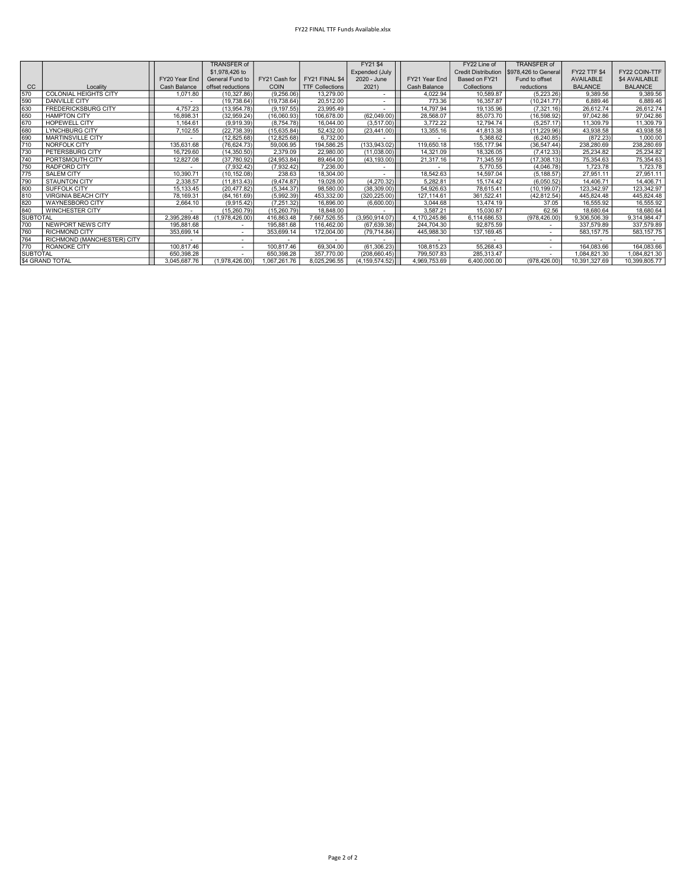| CC | Locality | FY20 Year End Cash Balance | TRANSFER of $1,978,426 to General Fund to offset reductions | FY21 Cash for COIN | FY21 FINAL $4 TTF Collections | FY21 $4 Expended (July 2020 - June 2021) | FY21 Year End Cash Balance | FY22 Line of Credit Distribution Based on FY21 Collections | TRANSFER of $978,426 to General Fund to offset reductions | FY22 TTF $4 AVAILABLE BALANCE | FY22 COIN-TTF $4 AVAILABLE BALANCE |
|---|---|---|---|---|---|---|---|---|---|---|---|
| 570 | COLONIAL HEIGHTS CITY | 1,071.80 | (10,327.86) | (9,256.06) | 13,279.00 | - | 4,022.94 | 10,589.87 | (5,223.26) | 9,389.56 | 9,389.56 |
| 590 | DANVILLE CITY | - | (19,738.64) | (19,738.64) | 20,512.00 | - | 773.36 | 16,357.87 | (10,241.77) | 6,889.46 | 6,889.46 |
| 630 | FREDERICKSBURG CITY | 4,757.23 | (13,954.78) | (9,197.55) | 23,995.49 | - | 14,797.94 | 19,135.96 | (7,321.16) | 26,612.74 | 26,612.74 |
| 650 | HAMPTON CITY | 16,898.31 | (32,959.24) | (16,060.93) | 106,678.00 | (62,049.00) | 28,568.07 | 85,073.70 | (16,598.92) | 97,042.86 | 97,042.86 |
| 670 | HOPEWELL CITY | 1,164.61 | (9,919.39) | (8,754.78) | 16,044.00 | (3,517.00) | 3,772.22 | 12,794.74 | (5,257.17) | 11,309.79 | 11,309.79 |
| 680 | LYNCHBURG CITY | 7,102.55 | (22,738.39) | (15,635.84) | 52,432.00 | (23,441.00) | 13,355.16 | 41,813.38 | (11,229.96) | 43,938.58 | 43,938.58 |
| 690 | MARTINSVILLE CITY | - | (12,825.68) | (12,825.68) | 6,732.00 | - | - | 5,368.62 | (6,240.85) | (872.23) | 1,000.00 |
| 710 | NORFOLK CITY | 135,631.68 | (76,624.73) | 59,006.95 | 194,586.25 | (133,943.02) | 119,650.18 | 155,177.94 | (36,547.44) | 238,280.69 | 238,280.69 |
| 730 | PETERSBURG CITY | 16,729.60 | (14,350.50) | 2,379.09 | 22,980.00 | (11,038.00) | 14,321.09 | 18,326.05 | (7,412.33) | 25,234.82 | 25,234.82 |
| 740 | PORTSMOUTH CITY | 12,827.08 | (37,780.92) | (24,953.84) | 89,464.00 | (43,193.00) | 21,317.16 | 71,345.59 | (17,308.13) | 75,354.63 | 75,354.63 |
| 750 | RADFORD CITY | - | (7,932.42) | (7,932.42) | 7,236.00 | - | - | 5,770.55 | (4,046.78) | 1,723.78 | 1,723.78 |
| 775 | SALEM CITY | 10,390.71 | (10,152.08) | 238.63 | 18,304.00 | - | 18,542.63 | 14,597.04 | (5,188.57) | 27,951.11 | 27,951.11 |
| 790 | STAUNTON CITY | 2,338.57 | (11,813.43) | (9,474.87) | 19,028.00 | (4,270.32) | 5,282.81 | 15,174.42 | (6,050.52) | 14,406.71 | 14,406.71 |
| 800 | SUFFOLK CITY | 15,133.45 | (20,477.82) | (5,344.37) | 98,580.00 | (38,309.00) | 54,926.63 | 78,615.41 | (10,199.07) | 123,342.97 | 123,342.97 |
| 810 | VIRGINIA BEACH CITY | 78,169.31 | (84,161.69) | (5,992.39) | 453,332.00 | (320,225.00) | 127,114.61 | 361,522.41 | (42,812.54) | 445,824.48 | 445,824.48 |
| 820 | WAYNESBORO CITY | 2,664.10 | (9,915.42) | (7,251.32) | 16,896.00 | (6,600.00) | 3,044.68 | 13,474.19 | 37.05 | 16,555.92 | 16,555.92 |
| 840 | WINCHESTER CITY | - | (15,260.79) | (15,260.79) | 18,848.00 | - | 3,587.21 | 15,030.87 | 62.56 | 18,680.64 | 18,680.64 |
| SUBTOTAL | | 2,395,289.48 | (1,978,426.00) | 416,863.48 | 7,667,526.55 | (3,950,914.07) | 4,170,245.86 | 6,114,686.53 | (978,426.00) | 9,306,506.39 | 9,314,984.47 |
| 700 | NEWPORT NEWS CITY | 195,881.68 | - | 195,881.68 | 116,462.00 | (67,639.38) | 244,704.30 | 92,875.59 | - | 337,579.89 | 337,579.89 |
| 760 | RICHMOND CITY | 353,699.14 | - | 353,699.14 | 172,004.00 | (79,714.84) | 445,988.30 | 137,169.45 | - | 583,157.75 | 583,157.75 |
| 764 | RICHMOND (MANCHESTER) CITY | - | - | - | - | - | - | - | - | - | - |
| 770 | ROANOKE CITY | 100,817.46 | - | 100,817.46 | 69,304.00 | (61,306.23) | 108,815.23 | 55,268.43 | - | 164,083.66 | 164,083.66 |
| SUBTOTAL | | 650,398.28 | - | 650,398.28 | 357,770.00 | (208,660.45) | 799,507.83 | 285,313.47 | - | 1,084,821.30 | 1,084,821.30 |
| $4 GRAND TOTAL | | 3,045,687.76 | (1,978,426.00) | 1,067,261.76 | 8,025,296.55 | (4,159,574.52) | 4,969,753.69 | 6,400,000.00 | (978,426.00) | 10,391,327.69 | 10,399,805.77 |